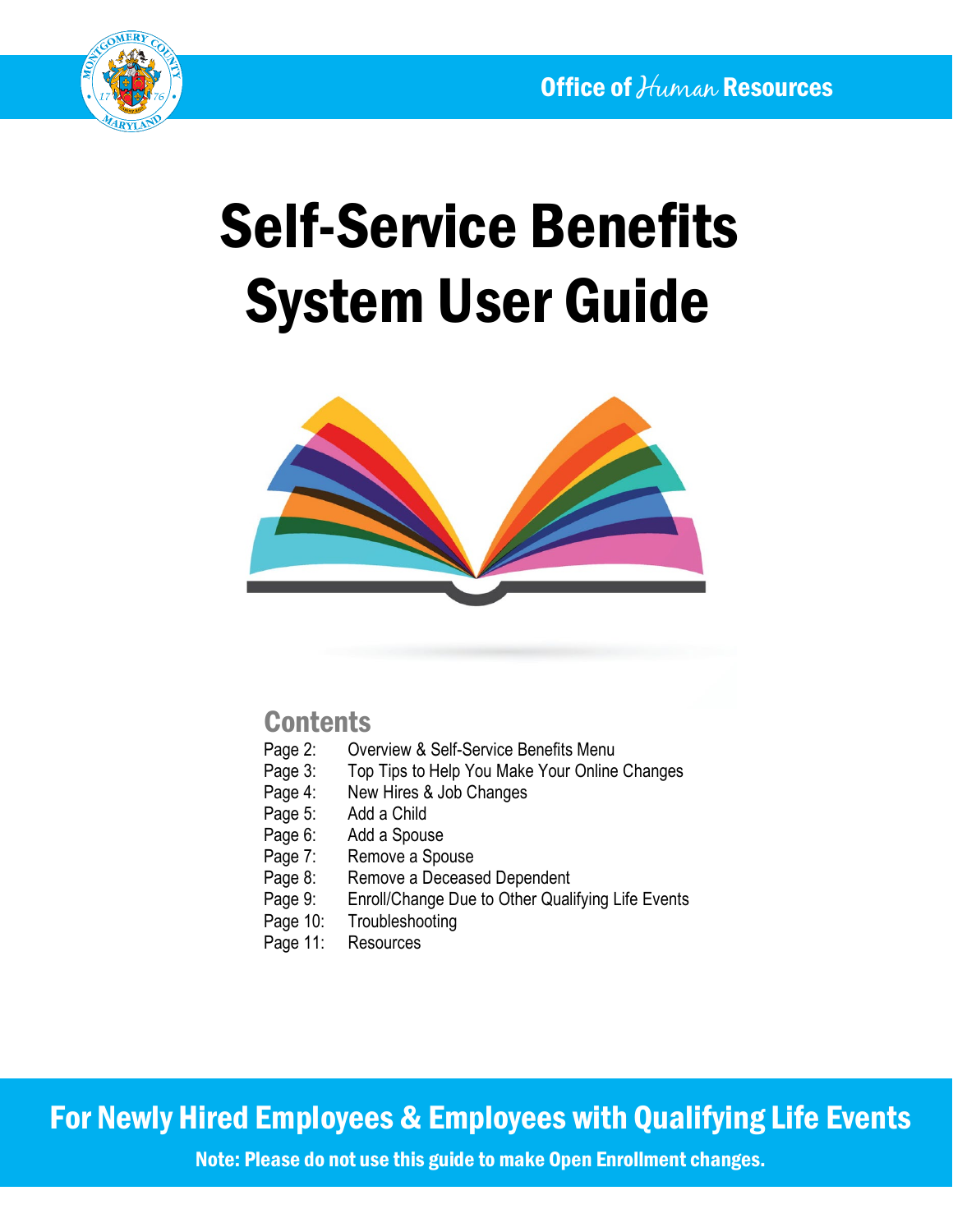Office of Human Resources

# Self-Service Benefits System User Guide

## Contents

| | |
|---|---|
| Page 2: | Overview & Self-Service Benefits Menu |
| Page 3: | Top Tips to Help You Make Your Online Changes |
| Page 4: | New Hires & Job Changes |
| Page 5: | Add a Child |
| Page 6: | Add a Spouse |
| Page 7: | Remove a Spouse |
| Page 8: | Remove a Deceased Dependent |
| Page 9: | Enroll/Change Due to Other Qualifying Life Events |
| Page 10: | Troubleshooting |
| Page 11: | Resources |

## For Newly Hired Employees & Employees with Qualifying Life Events

**Note: Please do not use this guide to make Open Enrollment changes.**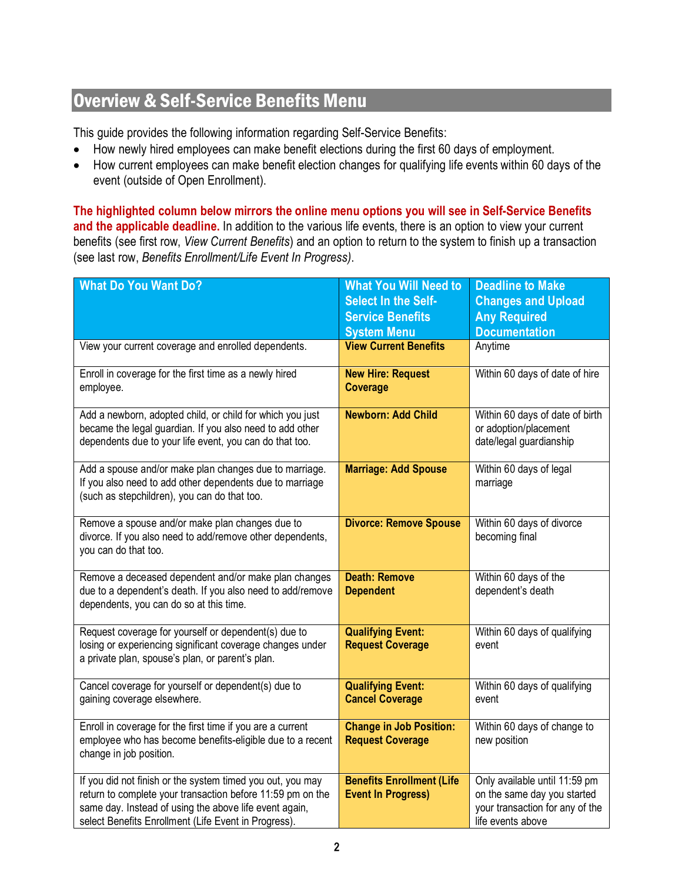## Overview & Self-Service Benefits Menu

This guide provides the following information regarding Self-Service Benefits:

- How newly hired employees can make benefit elections during the first 60 days of employment.
- How current employees can make benefit election changes for qualifying life events within 60 days of the event (outside of Open Enrollment).

**The highlighted column below mirrors the online menu options you will see in Self-Service Benefits and the applicable deadline.** In addition to the various life events, there is an option to view your current benefits (see first row, *View Current Benefits*) and an option to return to the system to finish up a transaction (see last row, *Benefits Enrollment/Life Event In Progress)*.

| What Do You Want Do? | What You Will Need to Select In the Self-Service Benefits System Menu | Deadline to Make Changes and Upload Any Required Documentation |
|---|---|---|
| View your current coverage and enrolled dependents. | **View Current Benefits** | Anytime |
| Enroll in coverage for the first time as a newly hired employee. | **New Hire: Request Coverage** | Within 60 days of date of hire |
| Add a newborn, adopted child, or child for which you just became the legal guardian. If you also need to add other dependents due to your life event, you can do that too. | **Newborn: Add Child** | Within 60 days of date of birth or adoption/placement date/legal guardianship |
| Add a spouse and/or make plan changes due to marriage. If you also need to add other dependents due to marriage (such as stepchildren), you can do that too. | **Marriage: Add Spouse** | Within 60 days of legal marriage |
| Remove a spouse and/or make plan changes due to divorce. If you also need to add/remove other dependents, you can do that too. | **Divorce: Remove Spouse** | Within 60 days of divorce becoming final |
| Remove a deceased dependent and/or make plan changes due to a dependent's death. If you also need to add/remove dependents, you can do so at this time. | **Death: Remove Dependent** | Within 60 days of the dependent's death |
| Request coverage for yourself or dependent(s) due to losing or experiencing significant coverage changes under a private plan, spouse's plan, or parent's plan. | **Qualifying Event: Request Coverage** | Within 60 days of qualifying event |
| Cancel coverage for yourself or dependent(s) due to gaining coverage elsewhere. | **Qualifying Event: Cancel Coverage** | Within 60 days of qualifying event |
| Enroll in coverage for the first time if you are a current employee who has become benefits-eligible due to a recent change in job position. | **Change in Job Position: Request Coverage** | Within 60 days of change to new position |
| If you did not finish or the system timed you out, you may return to complete your transaction before 11:59 pm on the same day. Instead of using the above life event again, select Benefits Enrollment (Life Event in Progress). | **Benefits Enrollment (Life Event In Progress)** | Only available until 11:59 pm on the same day you started your transaction for any of the life events above |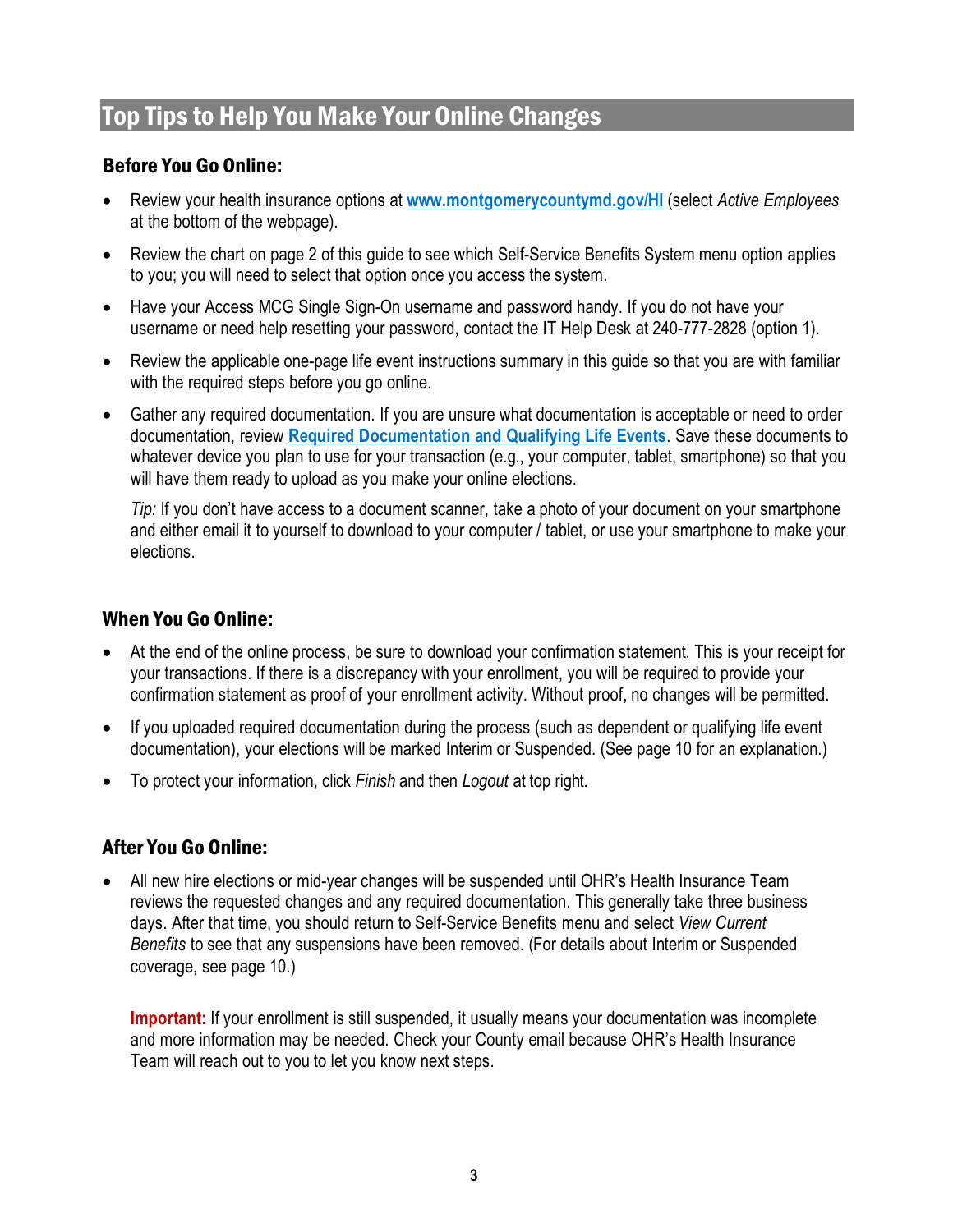# Top Tips to Help You Make Your Online Changes

## Before You Go Online:

- Review your health insurance options at **www.montgomerycountymd.gov/HI** (select *Active Employees* at the bottom of the webpage).
- Review the chart on page 2 of this guide to see which Self-Service Benefits System menu option applies to you; you will need to select that option once you access the system.
- Have your Access MCG Single Sign-On username and password handy. If you do not have your username or need help resetting your password, contact the IT Help Desk at 240-777-2828 (option 1).
- Review the applicable one-page life event instructions summary in this guide so that you are with familiar with the required steps before you go online.
- Gather any required documentation. If you are unsure what documentation is acceptable or need to order documentation, review **Required Documentation and Qualifying Life Events**. Save these documents to whatever device you plan to use for your transaction (e.g., your computer, tablet, smartphone) so that you will have them ready to upload as you make your online elections.

  *Tip:* If you don't have access to a document scanner, take a photo of your document on your smartphone and either email it to yourself to download to your computer / tablet, or use your smartphone to make your elections.

## When You Go Online:

- At the end of the online process, be sure to download your confirmation statement. This is your receipt for your transactions. If there is a discrepancy with your enrollment, you will be required to provide your confirmation statement as proof of your enrollment activity. Without proof, no changes will be permitted.
- If you uploaded required documentation during the process (such as dependent or qualifying life event documentation), your elections will be marked Interim or Suspended. (See page 10 for an explanation.)
- To protect your information, click *Finish* and then *Logout* at top right.

## After You Go Online:

- All new hire elections or mid-year changes will be suspended until OHR's Health Insurance Team reviews the requested changes and any required documentation. This generally take three business days. After that time, you should return to Self-Service Benefits menu and select *View Current Benefits* to see that any suspensions have been removed. (For details about Interim or Suspended coverage, see page 10.)

  **Important:** If your enrollment is still suspended, it usually means your documentation was incomplete and more information may be needed. Check your County email because OHR's Health Insurance Team will reach out to you to let you know next steps.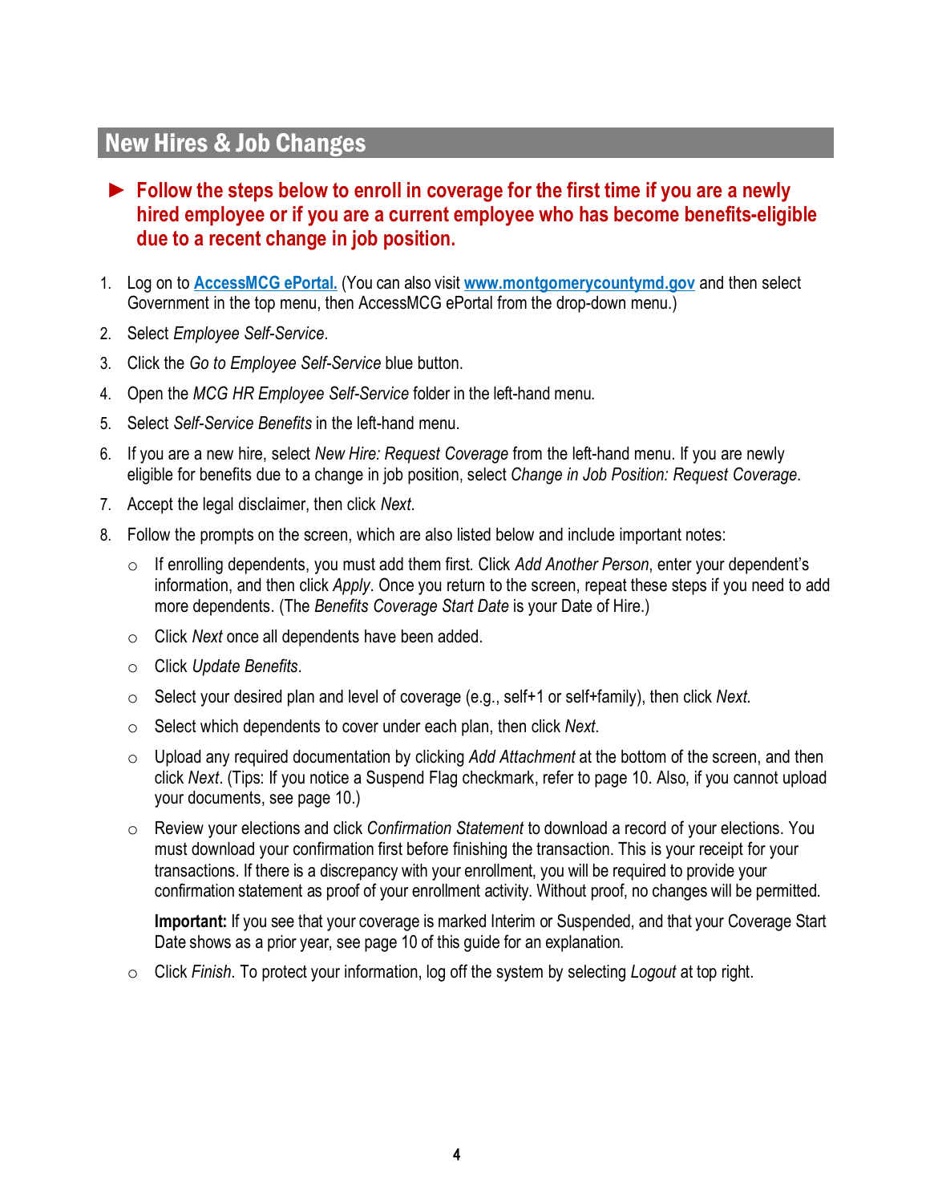## New Hires & Job Changes

► **Follow the steps below to enroll in coverage for the first time if you are a newly hired employee or if you are a current employee who has become benefits-eligible due to a recent change in job position.**

1. Log on to **AccessMCG ePortal.** (You can also visit **www.montgomerycountymd.gov** and then select Government in the top menu, then AccessMCG ePortal from the drop-down menu.)
2. Select *Employee Self-Service*.
3. Click the *Go to Employee Self-Service* blue button.
4. Open the *MCG HR Employee Self-Service* folder in the left-hand menu.
5. Select *Self-Service Benefits* in the left-hand menu.
6. If you are a new hire, select *New Hire: Request Coverage* from the left-hand menu. If you are newly eligible for benefits due to a change in job position, select *Change in Job Position: Request Coverage*.
7. Accept the legal disclaimer, then click *Next*.
8. Follow the prompts on the screen, which are also listed below and include important notes:
   - If enrolling dependents, you must add them first. Click *Add Another Person*, enter your dependent's information, and then click *Apply*. Once you return to the screen, repeat these steps if you need to add more dependents. (The *Benefits Coverage Start Date* is your Date of Hire.)
   - Click *Next* once all dependents have been added.
   - Click *Update Benefits*.
   - Select your desired plan and level of coverage (e.g., self+1 or self+family), then click *Next*.
   - Select which dependents to cover under each plan, then click *Next*.
   - Upload any required documentation by clicking *Add Attachment* at the bottom of the screen, and then click *Next*. (Tips: If you notice a Suspend Flag checkmark, refer to page 10. Also, if you cannot upload your documents, see page 10.)
   - Review your elections and click *Confirmation Statement* to download a record of your elections. You must download your confirmation first before finishing the transaction. This is your receipt for your transactions. If there is a discrepancy with your enrollment, you will be required to provide your confirmation statement as proof of your enrollment activity. Without proof, no changes will be permitted.

     **Important:** If you see that your coverage is marked Interim or Suspended, and that your Coverage Start Date shows as a prior year, see page 10 of this guide for an explanation.
   - Click *Finish*. To protect your information, log off the system by selecting *Logout* at top right.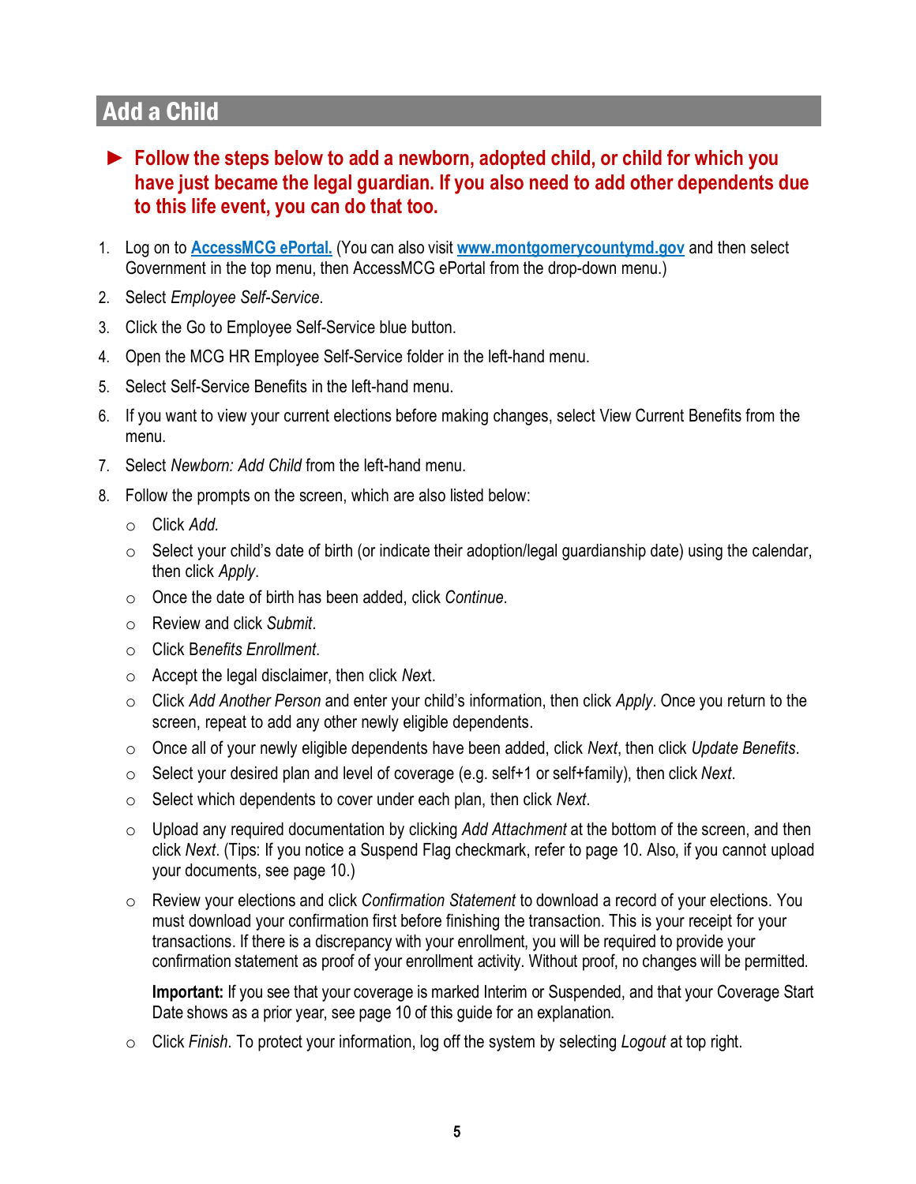## Add a Child

► **Follow the steps below to add a newborn, adopted child, or child for which you have just became the legal guardian. If you also need to add other dependents due to this life event, you can do that too.**

1. Log on to **AccessMCG ePortal.** (You can also visit **www.montgomerycountymd.gov** and then select Government in the top menu, then AccessMCG ePortal from the drop-down menu.)
2. Select *Employee Self-Service*.
3. Click the Go to Employee Self-Service blue button.
4. Open the MCG HR Employee Self-Service folder in the left-hand menu.
5. Select Self-Service Benefits in the left-hand menu.
6. If you want to view your current elections before making changes, select View Current Benefits from the menu.
7. Select *Newborn: Add Child* from the left-hand menu.
8. Follow the prompts on the screen, which are also listed below:
   - Click *Add.*
   - Select your child's date of birth (or indicate their adoption/legal guardianship date) using the calendar, then click *Apply*.
   - Once the date of birth has been added, click *Continue*.
   - Review and click *Submit*.
   - Click B*enefits Enrollment*.
   - Accept the legal disclaimer, then click *Nex*t.
   - Click *Add Another Person* and enter your child's information, then click *Apply*. Once you return to the screen, repeat to add any other newly eligible dependents.
   - Once all of your newly eligible dependents have been added, click *Next*, then click *Update Benefits*.
   - Select your desired plan and level of coverage (e.g. self+1 or self+family), then click *Next*.
   - Select which dependents to cover under each plan, then click *Next*.
   - Upload any required documentation by clicking *Add Attachment* at the bottom of the screen, and then click *Next*. (Tips: If you notice a Suspend Flag checkmark, refer to page 10. Also, if you cannot upload your documents, see page 10.)
   - Review your elections and click *Confirmation Statement* to download a record of your elections. You must download your confirmation first before finishing the transaction. This is your receipt for your transactions. If there is a discrepancy with your enrollment, you will be required to provide your confirmation statement as proof of your enrollment activity. Without proof, no changes will be permitted.

     **Important:** If you see that your coverage is marked Interim or Suspended, and that your Coverage Start Date shows as a prior year, see page 10 of this guide for an explanation.
   - Click *Finish*. To protect your information, log off the system by selecting *Logout* at top right.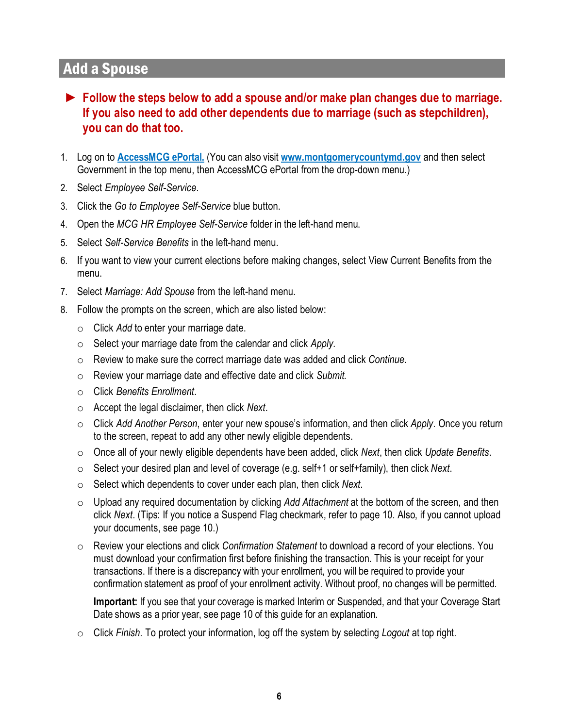## Add a Spouse

► **Follow the steps below to add a spouse and/or make plan changes due to marriage. If you also need to add other dependents due to marriage (such as stepchildren), you can do that too.**

1. Log on to [AccessMCG ePortal.](#) (You can also visit [www.montgomerycountymd.gov](http://www.montgomerycountymd.gov) and then select Government in the top menu, then AccessMCG ePortal from the drop-down menu.)
2. Select *Employee Self-Service*.
3. Click the *Go to Employee Self-Service* blue button.
4. Open the *MCG HR Employee Self-Service* folder in the left-hand menu.
5. Select *Self-Service Benefits* in the left-hand menu.
6. If you want to view your current elections before making changes, select View Current Benefits from the menu.
7. Select *Marriage: Add Spouse* from the left-hand menu.
8. Follow the prompts on the screen, which are also listed below:
   - Click *Add* to enter your marriage date.
   - Select your marriage date from the calendar and click *Apply.*
   - Review to make sure the correct marriage date was added and click *Continue*.
   - Review your marriage date and effective date and click *Submit.*
   - Click *Benefits Enrollment*.
   - Accept the legal disclaimer, then click *Next*.
   - Click *Add Another Person*, enter your new spouse's information, and then click *Apply*. Once you return to the screen, repeat to add any other newly eligible dependents.
   - Once all of your newly eligible dependents have been added, click *Next*, then click *Update Benefits*.
   - Select your desired plan and level of coverage (e.g. self+1 or self+family), then click *Next*.
   - Select which dependents to cover under each plan, then click *Next.*
   - Upload any required documentation by clicking *Add Attachment* at the bottom of the screen, and then click *Next*. (Tips: If you notice a Suspend Flag checkmark, refer to page 10. Also, if you cannot upload your documents, see page 10.)
   - Review your elections and click *Confirmation Statement* to download a record of your elections. You must download your confirmation first before finishing the transaction. This is your receipt for your transactions. If there is a discrepancy with your enrollment, you will be required to provide your confirmation statement as proof of your enrollment activity. Without proof, no changes will be permitted.

     **Important:** If you see that your coverage is marked Interim or Suspended, and that your Coverage Start Date shows as a prior year, see page 10 of this guide for an explanation.
   - Click *Finish*. To protect your information, log off the system by selecting *Logout* at top right.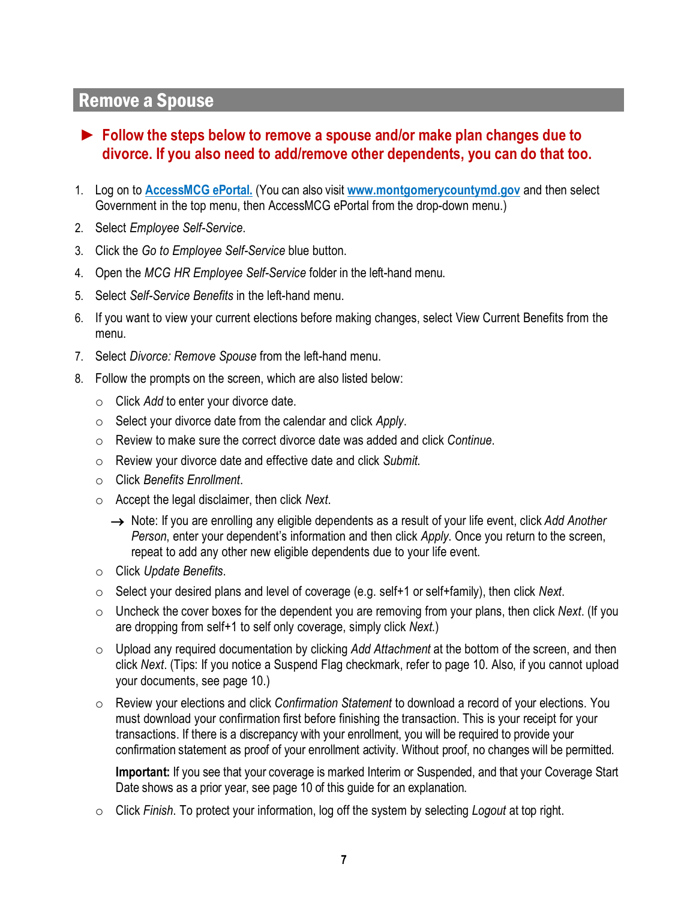## Remove a Spouse

► **Follow the steps below to remove a spouse and/or make plan changes due to divorce. If you also need to add/remove other dependents, you can do that too.**

1. Log on to **[AccessMCG ePortal.](#)** (You can also visit **[www.montgomerycountymd.gov](http://www.montgomerycountymd.gov)** and then select Government in the top menu, then AccessMCG ePortal from the drop-down menu.)
2. Select *Employee Self-Service*.
3. Click the *Go to Employee Self-Service* blue button.
4. Open the *MCG HR Employee Self-Service* folder in the left-hand menu.
5. Select *Self-Service Benefits* in the left-hand menu.
6. If you want to view your current elections before making changes, select View Current Benefits from the menu.
7. Select *Divorce: Remove Spouse* from the left-hand menu.
8. Follow the prompts on the screen, which are also listed below:
   - Click *Add* to enter your divorce date.
   - Select your divorce date from the calendar and click *Apply*.
   - Review to make sure the correct divorce date was added and click *Continue*.
   - Review your divorce date and effective date and click *Submit*.
   - Click *Benefits Enrollment*.
   - Accept the legal disclaimer, then click *Next*.
     - → Note: If you are enrolling any eligible dependents as a result of your life event, click *Add Another Person*, enter your dependent's information and then click *Apply*. Once you return to the screen, repeat to add any other new eligible dependents due to your life event.
   - Click *Update Benefits*.
   - Select your desired plans and level of coverage (e.g. self+1 or self+family), then click *Next*.
   - Uncheck the cover boxes for the dependent you are removing from your plans, then click *Next*. (If you are dropping from self+1 to self only coverage, simply click *Next*.)
   - Upload any required documentation by clicking *Add Attachment* at the bottom of the screen, and then click *Next*. (Tips: If you notice a Suspend Flag checkmark, refer to page 10. Also, if you cannot upload your documents, see page 10.)
   - Review your elections and click *Confirmation Statement* to download a record of your elections. You must download your confirmation first before finishing the transaction. This is your receipt for your transactions. If there is a discrepancy with your enrollment, you will be required to provide your confirmation statement as proof of your enrollment activity. Without proof, no changes will be permitted.

     **Important:** If you see that your coverage is marked Interim or Suspended, and that your Coverage Start Date shows as a prior year, see page 10 of this guide for an explanation.
   - Click *Finish*. To protect your information, log off the system by selecting *Logout* at top right.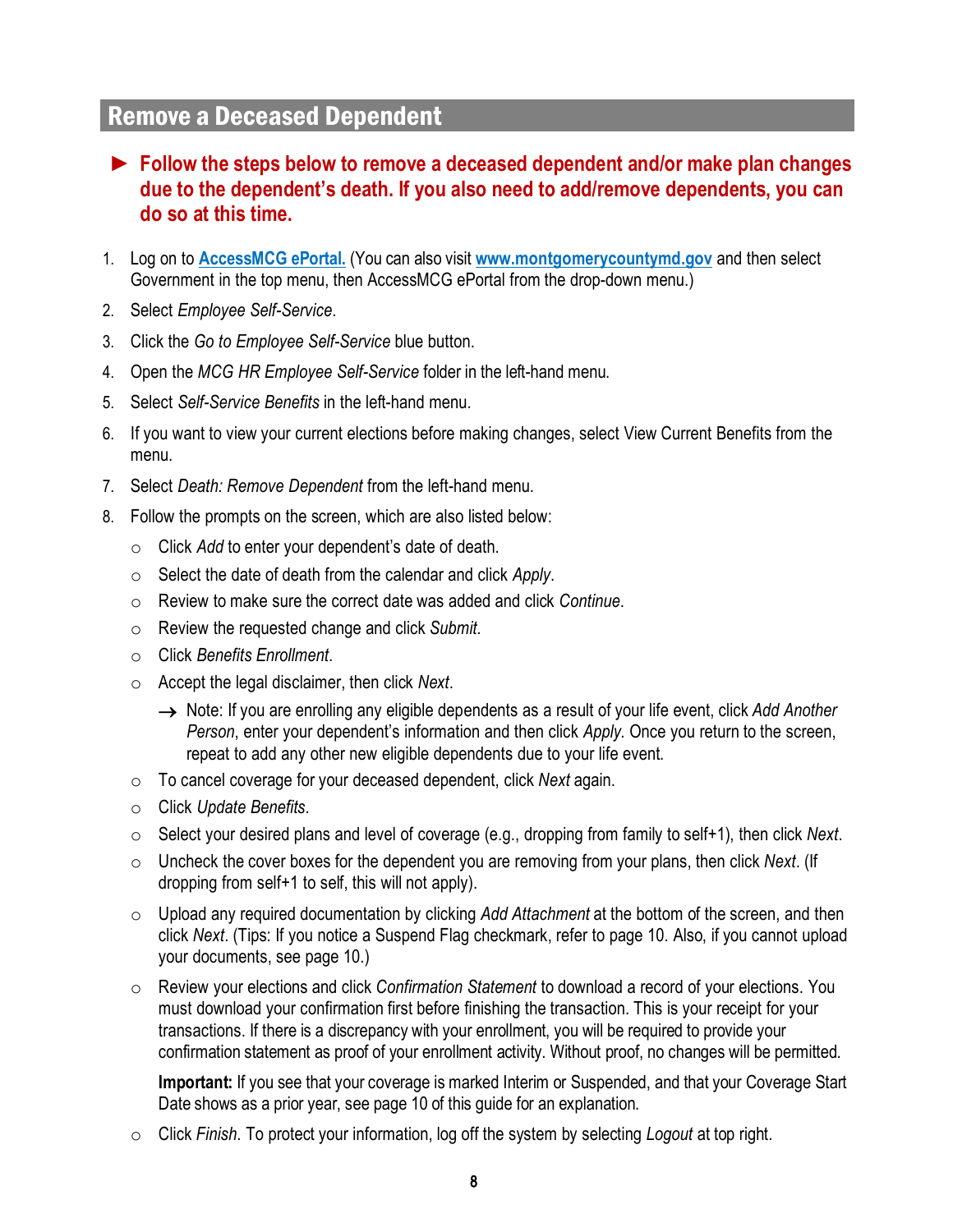## Remove a Deceased Dependent

► **Follow the steps below to remove a deceased dependent and/or make plan changes due to the dependent's death. If you also need to add/remove dependents, you can do so at this time.**

1. Log on to **AccessMCG ePortal.** (You can also visit **www.montgomerycountymd.gov** and then select Government in the top menu, then AccessMCG ePortal from the drop-down menu.)
2. Select *Employee Self-Service*.
3. Click the *Go to Employee Self-Service* blue button.
4. Open the *MCG HR Employee Self-Service* folder in the left-hand menu.
5. Select *Self-Service Benefits* in the left-hand menu.
6. If you want to view your current elections before making changes, select View Current Benefits from the menu.
7. Select *Death: Remove Dependent* from the left-hand menu.
8. Follow the prompts on the screen, which are also listed below:
   - Click *Add* to enter your dependent's date of death.
   - Select the date of death from the calendar and click *Apply*.
   - Review to make sure the correct date was added and click *Continue*.
   - Review the requested change and click *Submit*.
   - Click *Benefits Enrollment*.
   - Accept the legal disclaimer, then click *Next*.
     - → Note: If you are enrolling any eligible dependents as a result of your life event, click *Add Another Person*, enter your dependent's information and then click *Apply*. Once you return to the screen, repeat to add any other new eligible dependents due to your life event.
   - To cancel coverage for your deceased dependent, click *Next* again.
   - Click *Update Benefits*.
   - Select your desired plans and level of coverage (e.g., dropping from family to self+1), then click *Next*.
   - Uncheck the cover boxes for the dependent you are removing from your plans, then click *Next*. (If dropping from self+1 to self, this will not apply).
   - Upload any required documentation by clicking *Add Attachment* at the bottom of the screen, and then click *Next*. (Tips: If you notice a Suspend Flag checkmark, refer to page 10. Also, if you cannot upload your documents, see page 10.)
   - Review your elections and click *Confirmation Statement* to download a record of your elections. You must download your confirmation first before finishing the transaction. This is your receipt for your transactions. If there is a discrepancy with your enrollment, you will be required to provide your confirmation statement as proof of your enrollment activity. Without proof, no changes will be permitted.

     **Important:** If you see that your coverage is marked Interim or Suspended, and that your Coverage Start Date shows as a prior year, see page 10 of this guide for an explanation.
   - Click *Finish*. To protect your information, log off the system by selecting *Logout* at top right.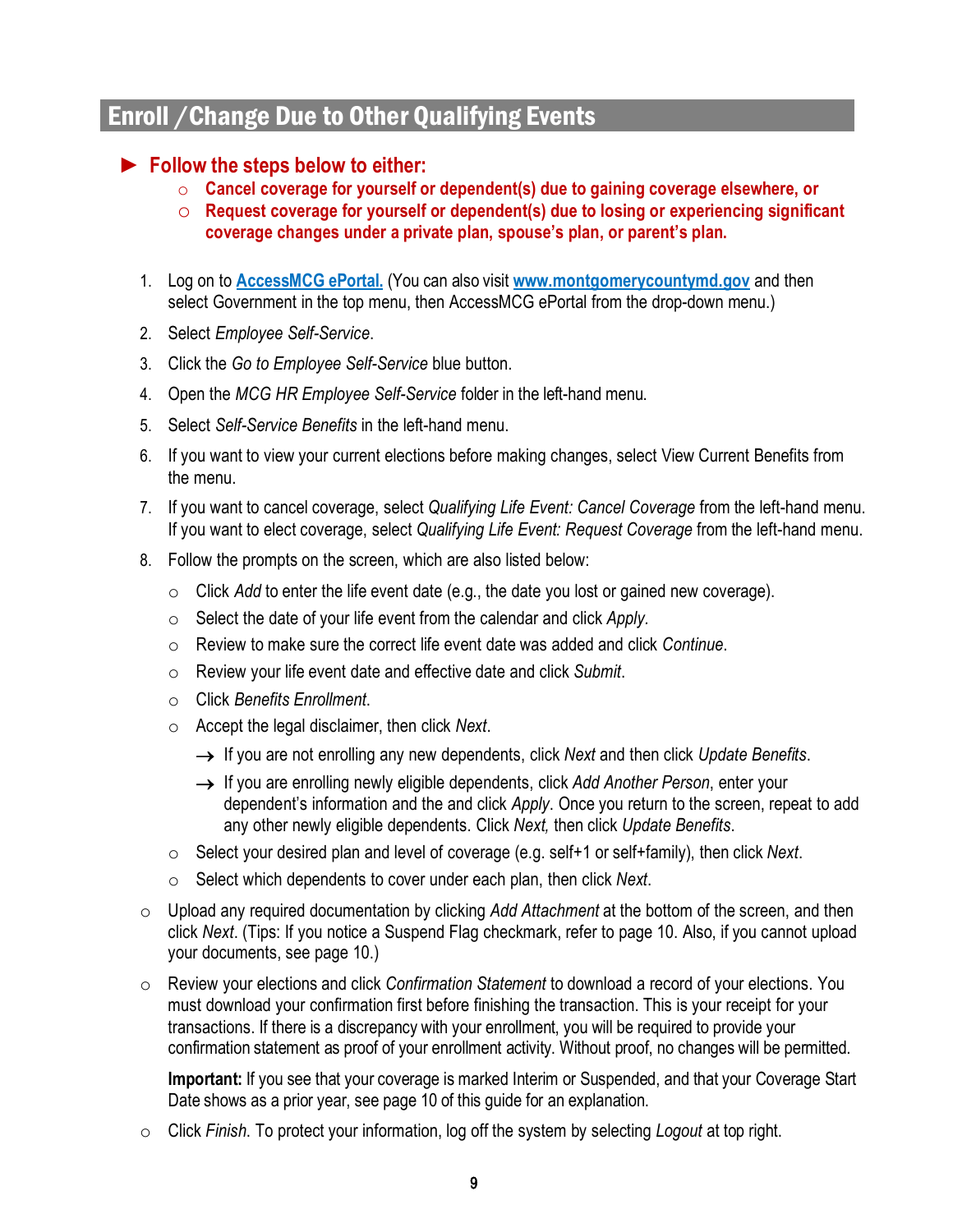# Enroll / Change Due to Other Qualifying Events

► **Follow the steps below to either:**

- **Cancel coverage for yourself or dependent(s) due to gaining coverage elsewhere, or**
- **Request coverage for yourself or dependent(s) due to losing or experiencing significant coverage changes under a private plan, spouse's plan, or parent's plan.**

1. Log on to **AccessMCG ePortal.** (You can also visit **www.montgomerycountymd.gov** and then select Government in the top menu, then AccessMCG ePortal from the drop-down menu.)
2. Select *Employee Self-Service*.
3. Click the *Go to Employee Self-Service* blue button.
4. Open the *MCG HR Employee Self-Service* folder in the left-hand menu.
5. Select *Self-Service Benefits* in the left-hand menu.
6. If you want to view your current elections before making changes, select View Current Benefits from the menu.
7. If you want to cancel coverage, select *Qualifying Life Event: Cancel Coverage* from the left-hand menu. If you want to elect coverage, select *Qualifying Life Event: Request Coverage* from the left-hand menu.
8. Follow the prompts on the screen, which are also listed below:
   - Click *Add* to enter the life event date (e.g., the date you lost or gained new coverage).
   - Select the date of your life event from the calendar and click *Apply*.
   - Review to make sure the correct life event date was added and click *Continue*.
   - Review your life event date and effective date and click *Submit*.
   - Click *Benefits Enrollment*.
   - Accept the legal disclaimer, then click *Next*.
     - → If you are not enrolling any new dependents, click *Next* and then click *Update Benefits*.
     - → If you are enrolling newly eligible dependents, click *Add Another Person*, enter your dependent's information and the and click *Apply*. Once you return to the screen, repeat to add any other newly eligible dependents. Click *Next,* then click *Update Benefits*.
   - Select your desired plan and level of coverage (e.g. self+1 or self+family), then click *Next*.
   - Select which dependents to cover under each plan, then click *Next*.

- Upload any required documentation by clicking *Add Attachment* at the bottom of the screen, and then click *Next*. (Tips: If you notice a Suspend Flag checkmark, refer to page 10. Also, if you cannot upload your documents, see page 10.)
- Review your elections and click *Confirmation Statement* to download a record of your elections. You must download your confirmation first before finishing the transaction. This is your receipt for your transactions. If there is a discrepancy with your enrollment, you will be required to provide your confirmation statement as proof of your enrollment activity. Without proof, no changes will be permitted.

  **Important:** If you see that your coverage is marked Interim or Suspended, and that your Coverage Start Date shows as a prior year, see page 10 of this guide for an explanation.
- Click *Finish*. To protect your information, log off the system by selecting *Logout* at top right.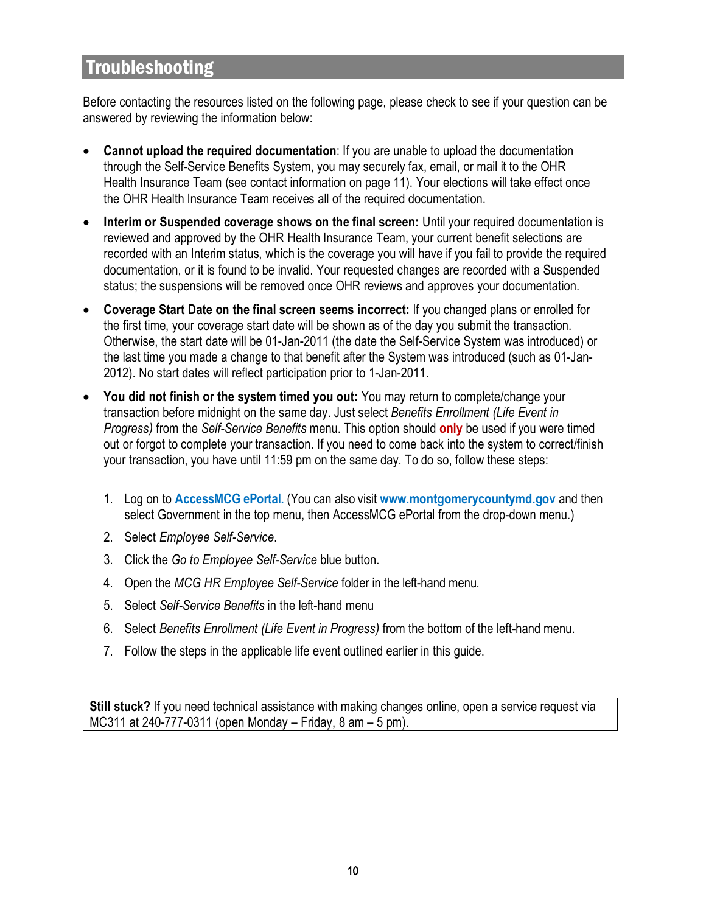# Troubleshooting

Before contacting the resources listed on the following page, please check to see if your question can be answered by reviewing the information below:

- **Cannot upload the required documentation**: If you are unable to upload the documentation through the Self-Service Benefits System, you may securely fax, email, or mail it to the OHR Health Insurance Team (see contact information on page 11). Your elections will take effect once the OHR Health Insurance Team receives all of the required documentation.
- **Interim or Suspended coverage shows on the final screen:** Until your required documentation is reviewed and approved by the OHR Health Insurance Team, your current benefit selections are recorded with an Interim status, which is the coverage you will have if you fail to provide the required documentation, or it is found to be invalid. Your requested changes are recorded with a Suspended status; the suspensions will be removed once OHR reviews and approves your documentation.
- **Coverage Start Date on the final screen seems incorrect:** If you changed plans or enrolled for the first time, your coverage start date will be shown as of the day you submit the transaction. Otherwise, the start date will be 01-Jan-2011 (the date the Self-Service System was introduced) or the last time you made a change to that benefit after the System was introduced (such as 01-Jan-2012). No start dates will reflect participation prior to 1-Jan-2011.
- **You did not finish or the system timed you out:** You may return to complete/change your transaction before midnight on the same day. Just select *Benefits Enrollment (Life Event in Progress)* from the *Self-Service Benefits* menu. This option should **only** be used if you were timed out or forgot to complete your transaction. If you need to come back into the system to correct/finish your transaction, you have until 11:59 pm on the same day. To do so, follow these steps:

  1. Log on to **AccessMCG ePortal.** (You can also visit **www.montgomerycountymd.gov** and then select Government in the top menu, then AccessMCG ePortal from the drop-down menu.)
  2. Select *Employee Self-Service*.
  3. Click the *Go to Employee Self-Service* blue button.
  4. Open the *MCG HR Employee Self-Service* folder in the left-hand menu.
  5. Select *Self-Service Benefits* in the left-hand menu
  6. Select *Benefits Enrollment (Life Event in Progress)* from the bottom of the left-hand menu.
  7. Follow the steps in the applicable life event outlined earlier in this guide.

**Still stuck?** If you need technical assistance with making changes online, open a service request via MC311 at 240-777-0311 (open Monday – Friday, 8 am – 5 pm).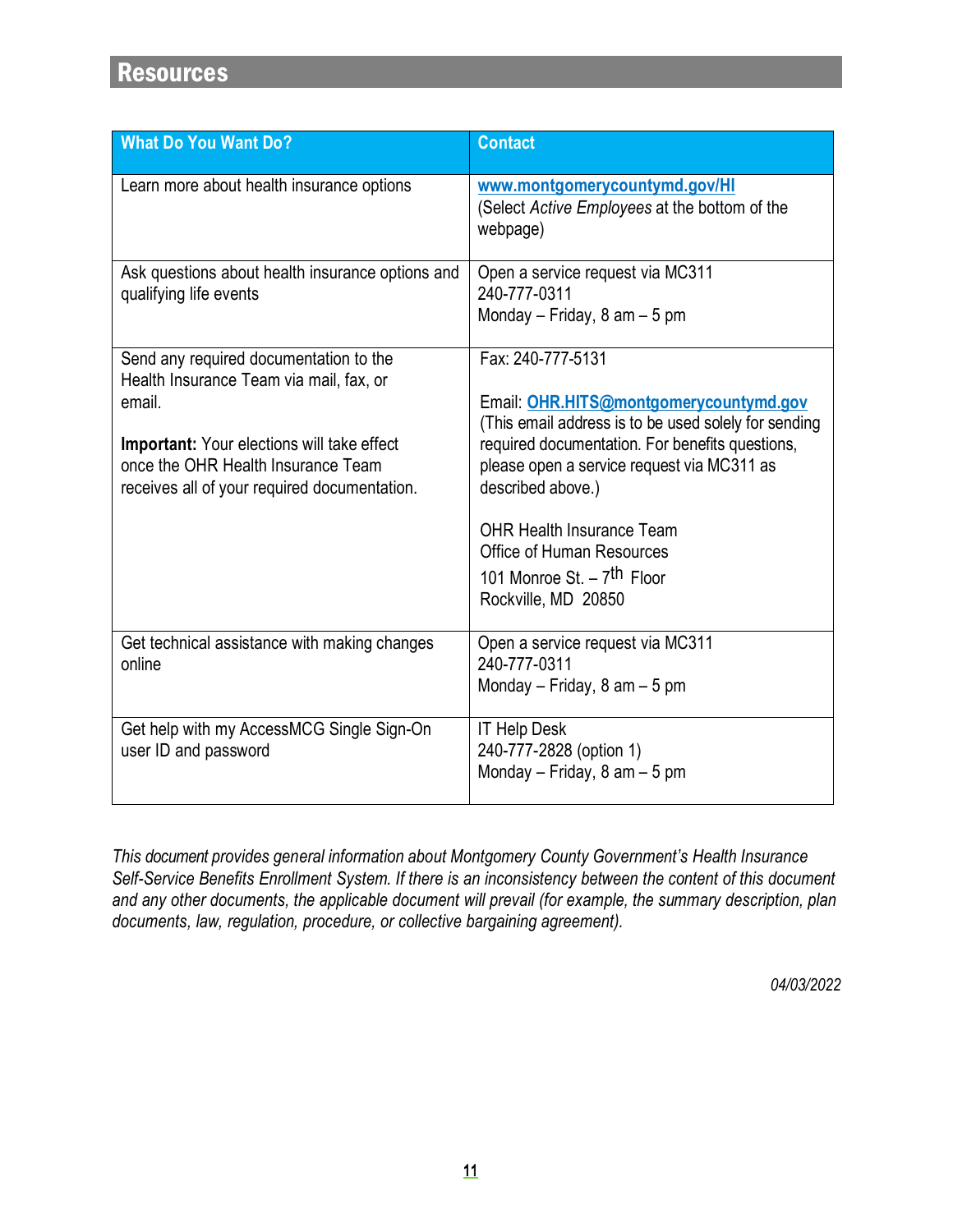# Resources

| What Do You Want Do? | Contact |
| --- | --- |
| Learn more about health insurance options | **www.montgomerycountymd.gov/HI** (Select *Active Employees* at the bottom of the webpage) |
| Ask questions about health insurance options and qualifying life events | Open a service request via MC311<br>240-777-0311<br>Monday – Friday, 8 am – 5 pm |
| Send any required documentation to the Health Insurance Team via mail, fax, or email.<br><br>**Important:** Your elections will take effect once the OHR Health Insurance Team receives all of your required documentation. | Fax: 240-777-5131<br><br>Email: **OHR.HITS@montgomerycountymd.gov** (This email address is to be used solely for sending required documentation. For benefits questions, please open a service request via MC311 as described above.)<br><br>OHR Health Insurance Team<br>Office of Human Resources<br>101 Monroe St. – 7th Floor<br>Rockville, MD 20850 |
| Get technical assistance with making changes online | Open a service request via MC311<br>240-777-0311<br>Monday – Friday, 8 am – 5 pm |
| Get help with my AccessMCG Single Sign-On user ID and password | IT Help Desk<br>240-777-2828 (option 1)<br>Monday – Friday, 8 am – 5 pm |

*This document provides general information about Montgomery County Government's Health Insurance Self-Service Benefits Enrollment System. If there is an inconsistency between the content of this document and any other documents, the applicable document will prevail (for example, the summary description, plan documents, law, regulation, procedure, or collective bargaining agreement).*

*04/03/2022*